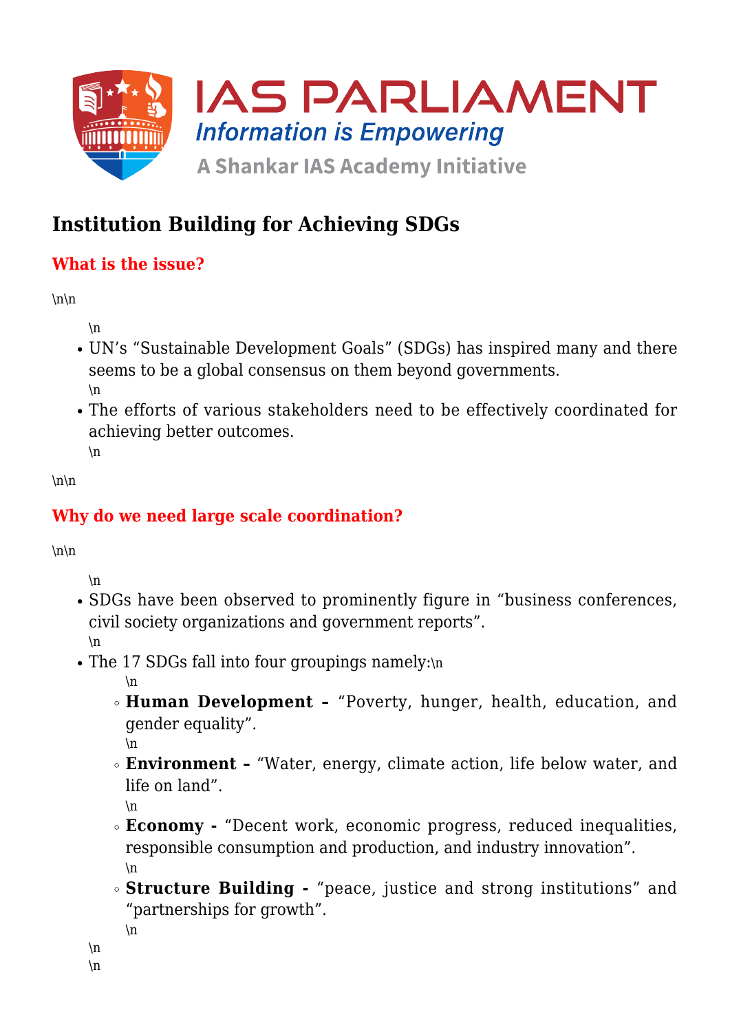# Institution Building for Achieving SDGs

## What is the issue?

\n\n

\n

- UN's "Sustainable Development Goals" (SDGs) has inspired many and there seems to be a global consensus on them beyond governments.
\n
- The efforts of various stakeholders need to be effectively coordinated for achieving better outcomes.
\n

\n\n

## Why do we need large scale coordination?

\n\n

\n

- SDGs have been observed to prominently figure in "business conferences, civil society organizations and government reports".
\n
- The 17 SDGs fall into four groupings namely:\n
\n
    - **Human Development –** "Poverty, hunger, health, education, and gender equality".
\n
    - **Environment –** "Water, energy, climate action, life below water, and life on land".
\n
    - **Economy -** "Decent work, economic progress, reduced inequalities, responsible consumption and production, and industry innovation".
\n
    - **Structure Building -** "peace, justice and strong institutions" and "partnerships for growth".
\n

\n
\n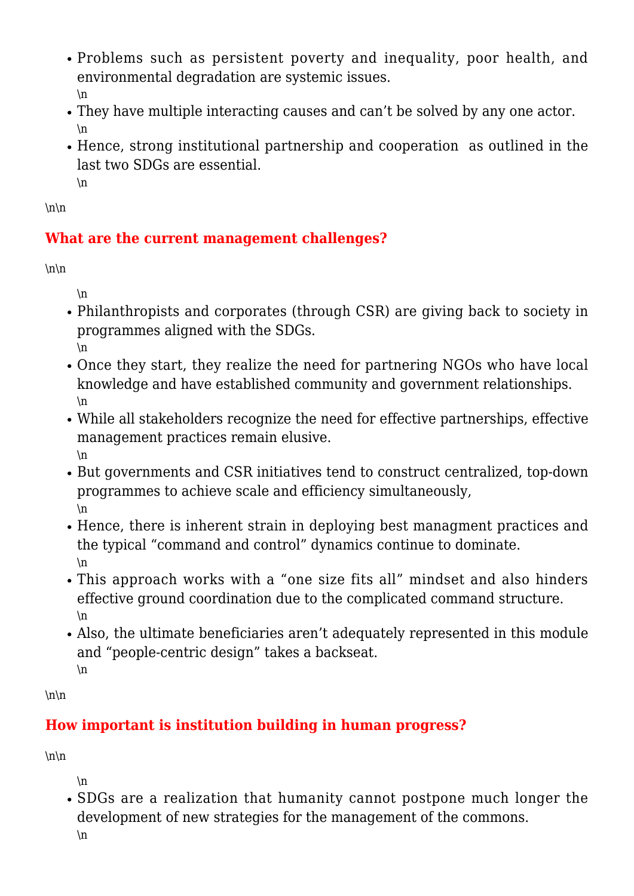- Problems such as persistent poverty and inequality, poor health, and environmental degradation are systemic issues.
- They have multiple interacting causes and can't be solved by any one actor.
- Hence, strong institutional partnership and cooperation  as outlined in the last two SDGs are essential.

## What are the current management challenges?

- Philanthropists and corporates (through CSR) are giving back to society in programmes aligned with the SDGs.
- Once they start, they realize the need for partnering NGOs who have local knowledge and have established community and government relationships.
- While all stakeholders recognize the need for effective partnerships, effective management practices remain elusive.
- But governments and CSR initiatives tend to construct centralized, top-down programmes to achieve scale and efficiency simultaneously,
- Hence, there is inherent strain in deploying best managment practices and the typical "command and control" dynamics continue to dominate.
- This approach works with a "one size fits all" mindset and also hinders effective ground coordination due to the complicated command structure.
- Also, the ultimate beneficiaries aren't adequately represented in this module and "people-centric design" takes a backseat.

## How important is institution building in human progress?

- SDGs are a realization that humanity cannot postpone much longer the development of new strategies for the management of the commons.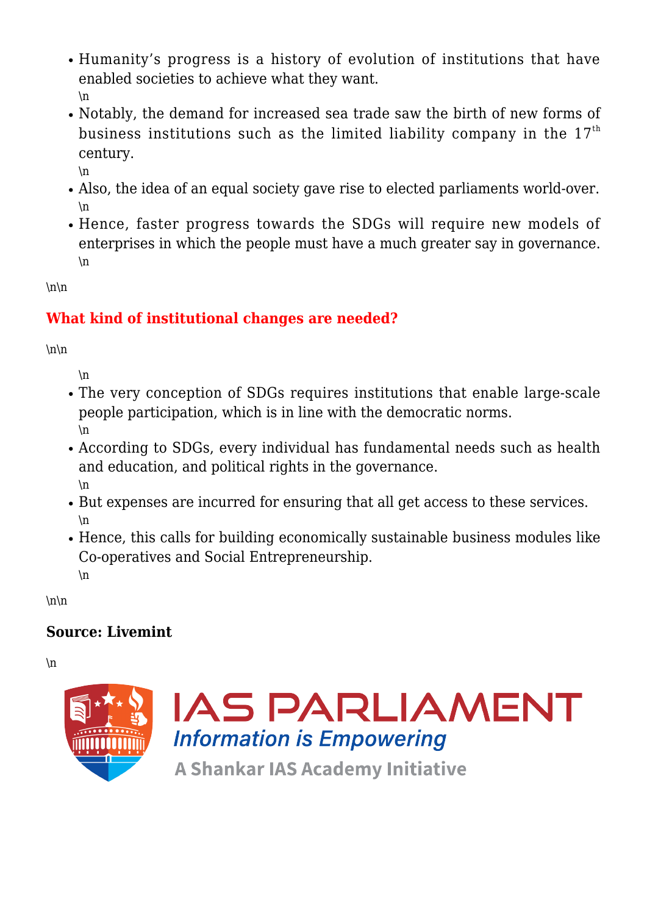- Humanity's progress is a history of evolution of institutions that have enabled societies to achieve what they want.
- Notably, the demand for increased sea trade saw the birth of new forms of business institutions such as the limited liability company in the 17$^{th}$ century.
- Also, the idea of an equal society gave rise to elected parliaments world-over.
- Hence, faster progress towards the SDGs will require new models of enterprises in which the people must have a much greater say in governance.

### What kind of institutional changes are needed?

- The very conception of SDGs requires institutions that enable large-scale people participation, which is in line with the democratic norms.
- According to SDGs, every individual has fundamental needs such as health and education, and political rights in the governance.
- But expenses are incurred for ensuring that all get access to these services.
- Hence, this calls for building economically sustainable business modules like Co-operatives and Social Entrepreneurship.

**Source: Livemint**